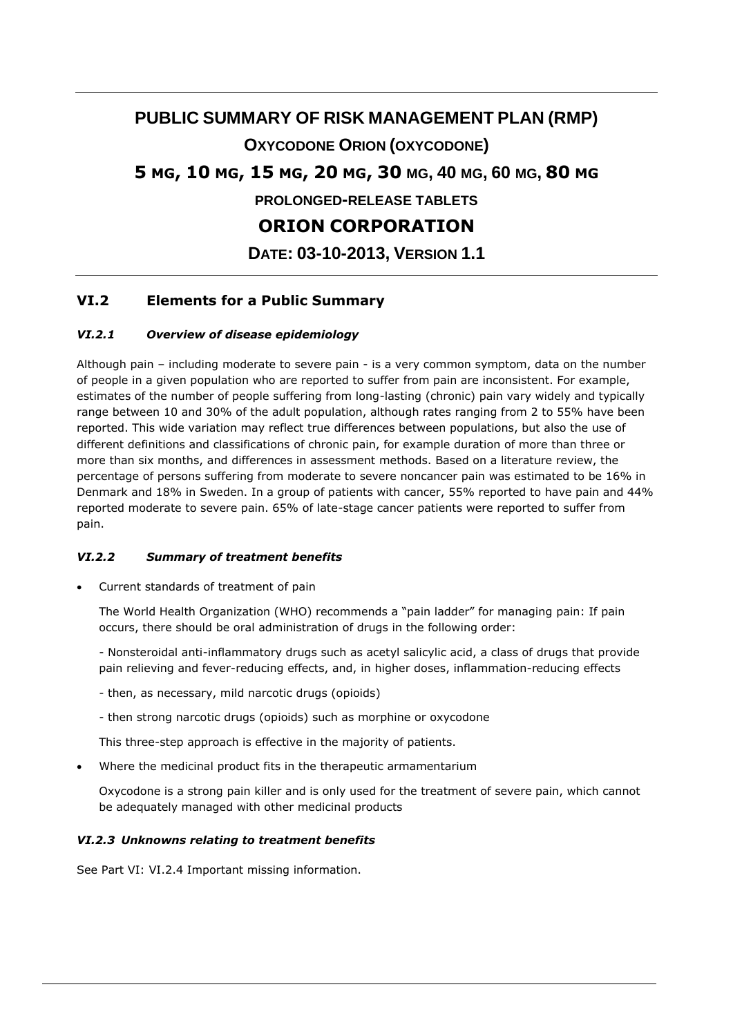# PUBLIC SUMMARY OF RISK MANAGEMENT PLAN (RMP)

## OXYCODONE ORION (OXYCODONE)

## 5 MG, 10 MG, 15 MG, 20 MG, 30 MG, 40 MG, 60 MG, 80 MG

### PROLONGED-RELEASE TABLETS

## ORION CORPORATION

### DATE: 03-10-2013, VERSION 1.1

## VI.2 Elements for a Public Summary

### *VI.2.1 Overview of disease epidemiology*

Although pain – including moderate to severe pain - is a very common symptom, data on the number of people in a given population who are reported to suffer from pain are inconsistent. For example, estimates of the number of people suffering from long-lasting (chronic) pain vary widely and typically range between 10 and 30% of the adult population, although rates ranging from 2 to 55% have been reported. This wide variation may reflect true differences between populations, but also the use of different definitions and classifications of chronic pain, for example duration of more than three or more than six months, and differences in assessment methods. Based on a literature review, the percentage of persons suffering from moderate to severe noncancer pain was estimated to be 16% in Denmark and 18% in Sweden. In a group of patients with cancer, 55% reported to have pain and 44% reported moderate to severe pain. 65% of late-stage cancer patients were reported to suffer from pain.

### *VI.2.2 Summary of treatment benefits*

- Current standards of treatment of pain

  The World Health Organization (WHO) recommends a "pain ladder" for managing pain: If pain occurs, there should be oral administration of drugs in the following order:

  - Nonsteroidal anti-inflammatory drugs such as acetyl salicylic acid, a class of drugs that provide pain relieving and fever-reducing effects, and, in higher doses, inflammation-reducing effects

  - then, as necessary, mild narcotic drugs (opioids)

  - then strong narcotic drugs (opioids) such as morphine or oxycodone

  This three-step approach is effective in the majority of patients.

- Where the medicinal product fits in the therapeutic armamentarium

  Oxycodone is a strong pain killer and is only used for the treatment of severe pain, which cannot be adequately managed with other medicinal products

### *VI.2.3 Unknowns relating to treatment benefits*

See Part VI: VI.2.4 Important missing information.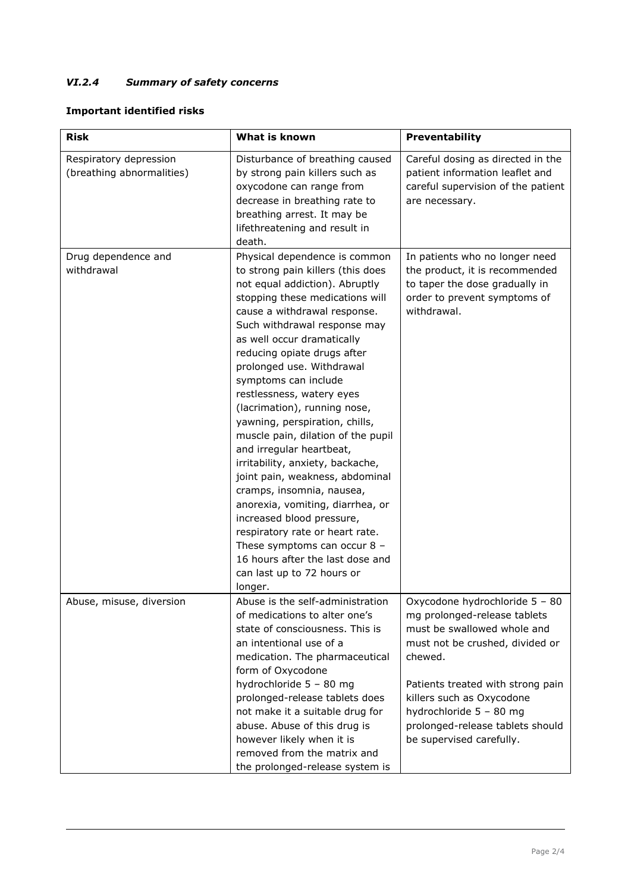### *VI.2.4 Summary of safety concerns*

**Important identified risks**

| Risk | What is known | Preventability |
|---|---|---|
| Respiratory depression (breathing abnormalities) | Disturbance of breathing caused by strong pain killers such as oxycodone can range from decrease in breathing rate to breathing arrest. It may be lifethreatening and result in death. | Careful dosing as directed in the patient information leaflet and careful supervision of the patient are necessary. |
| Drug dependence and withdrawal | Physical dependence is common to strong pain killers (this does not equal addiction). Abruptly stopping these medications will cause a withdrawal response. Such withdrawal response may as well occur dramatically reducing opiate drugs after prolonged use. Withdrawal symptoms can include restlessness, watery eyes (lacrimation), running nose, yawning, perspiration, chills, muscle pain, dilation of the pupil and irregular heartbeat, irritability, anxiety, backache, joint pain, weakness, abdominal cramps, insomnia, nausea, anorexia, vomiting, diarrhea, or increased blood pressure, respiratory rate or heart rate. These symptoms can occur 8 – 16 hours after the last dose and can last up to 72 hours or longer. | In patients who no longer need the product, it is recommended to taper the dose gradually in order to prevent symptoms of withdrawal. |
| Abuse, misuse, diversion | Abuse is the self-administration of medications to alter one's state of consciousness. This is an intentional use of a medication. The pharmaceutical form of Oxycodone hydrochloride 5 – 80 mg prolonged-release tablets does not make it a suitable drug for abuse. Abuse of this drug is however likely when it is removed from the matrix and the prolonged-release system is | Oxycodone hydrochloride 5 – 80 mg prolonged-release tablets must be swallowed whole and must not be crushed, divided or chewed.<br><br>Patients treated with strong pain killers such as Oxycodone hydrochloride 5 – 80 mg prolonged-release tablets should be supervised carefully. |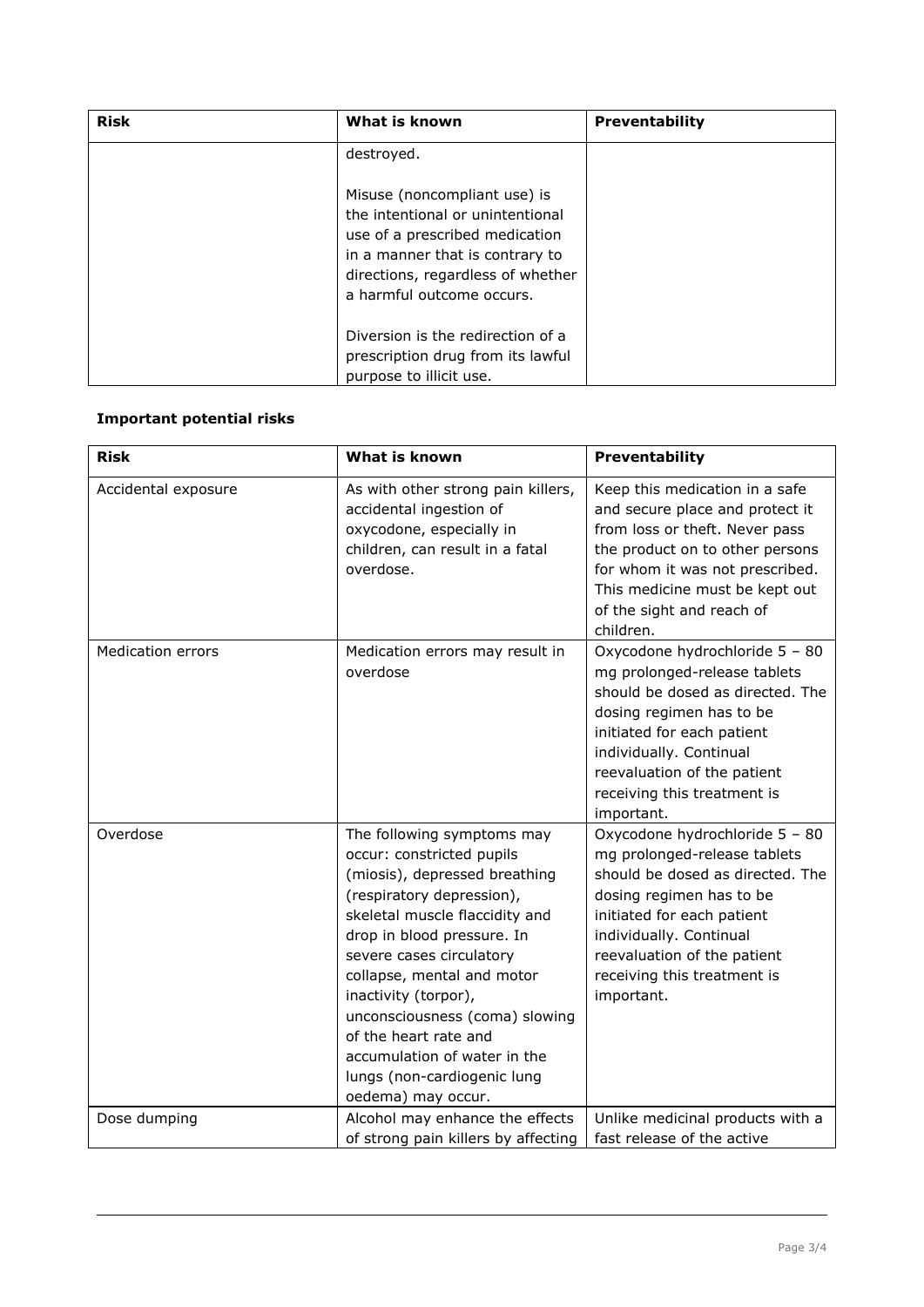| Risk | What is known | Preventability |
| --- | --- | --- |
| | destroyed.<br><br>Misuse (noncompliant use) is the intentional or unintentional use of a prescribed medication in a manner that is contrary to directions, regardless of whether a harmful outcome occurs.<br><br>Diversion is the redirection of a prescription drug from its lawful purpose to illicit use. | |

**Important potential risks**

| Risk | What is known | Preventability |
| --- | --- | --- |
| Accidental exposure | As with other strong pain killers, accidental ingestion of oxycodone, especially in children, can result in a fatal overdose. | Keep this medication in a safe and secure place and protect it from loss or theft. Never pass the product on to other persons for whom it was not prescribed. This medicine must be kept out of the sight and reach of children. |
| Medication errors | Medication errors may result in overdose | Oxycodone hydrochloride 5 – 80 mg prolonged-release tablets should be dosed as directed. The dosing regimen has to be initiated for each patient individually. Continual reevaluation of the patient receiving this treatment is important. |
| Overdose | The following symptoms may occur: constricted pupils (miosis), depressed breathing (respiratory depression), skeletal muscle flaccidity and drop in blood pressure. In severe cases circulatory collapse, mental and motor inactivity (torpor), unconsciousness (coma) slowing of the heart rate and accumulation of water in the lungs (non-cardiogenic lung oedema) may occur. | Oxycodone hydrochloride 5 – 80 mg prolonged-release tablets should be dosed as directed. The dosing regimen has to be initiated for each patient individually. Continual reevaluation of the patient receiving this treatment is important. |
| Dose dumping | Alcohol may enhance the effects of strong pain killers by affecting | Unlike medicinal products with a fast release of the active |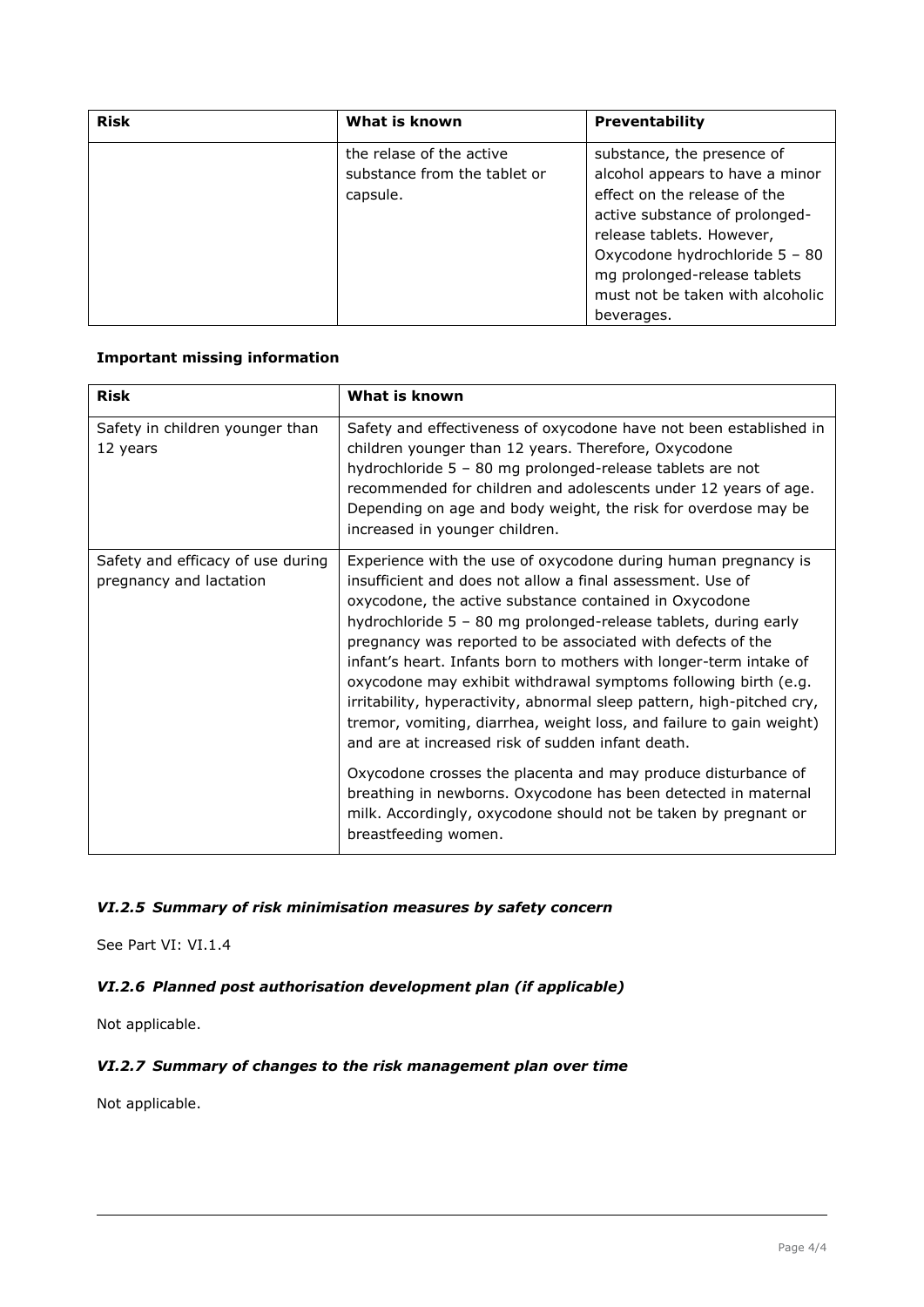| Risk | What is known | Preventability |
| --- | --- | --- |
| | the relase of the active substance from the tablet or capsule. | substance, the presence of alcohol appears to have a minor effect on the release of the active substance of prolonged-release tablets. However, Oxycodone hydrochloride 5 – 80 mg prolonged-release tablets must not be taken with alcoholic beverages. |

**Important missing information**

| Risk | What is known |
| --- | --- |
| Safety in children younger than 12 years | Safety and effectiveness of oxycodone have not been established in children younger than 12 years. Therefore, Oxycodone hydrochloride 5 – 80 mg prolonged-release tablets are not recommended for children and adolescents under 12 years of age. Depending on age and body weight, the risk for overdose may be increased in younger children. |
| Safety and efficacy of use during pregnancy and lactation | Experience with the use of oxycodone during human pregnancy is insufficient and does not allow a final assessment. Use of oxycodone, the active substance contained in Oxycodone hydrochloride 5 – 80 mg prolonged-release tablets, during early pregnancy was reported to be associated with defects of the infant's heart. Infants born to mothers with longer-term intake of oxycodone may exhibit withdrawal symptoms following birth (e.g. irritability, hyperactivity, abnormal sleep pattern, high-pitched cry, tremor, vomiting, diarrhea, weight loss, and failure to gain weight) and are at increased risk of sudden infant death.<br><br>Oxycodone crosses the placenta and may produce disturbance of breathing in newborns. Oxycodone has been detected in maternal milk. Accordingly, oxycodone should not be taken by pregnant or breastfeeding women. |

### *VI.2.5 Summary of risk minimisation measures by safety concern*

See Part VI: VI.1.4

### *VI.2.6 Planned post authorisation development plan (if applicable)*

Not applicable.

### *VI.2.7 Summary of changes to the risk management plan over time*

Not applicable.